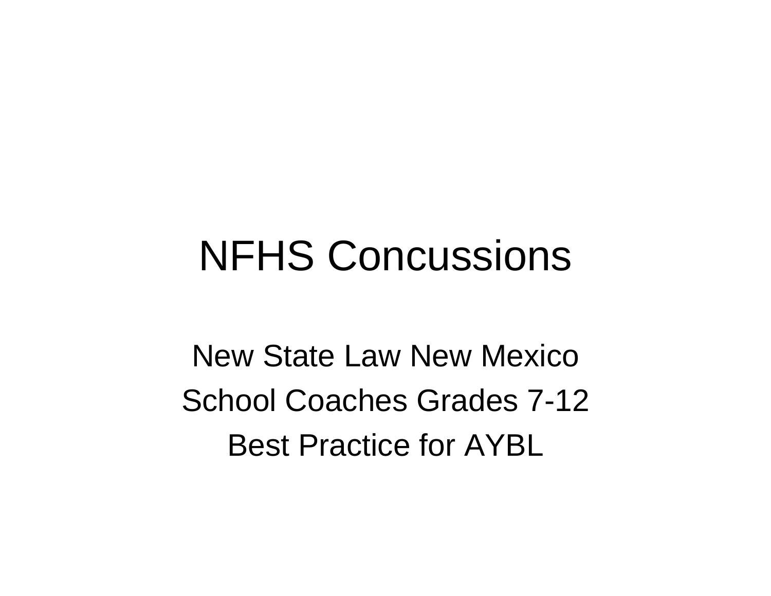# NFHS Concussions

New State Law New Mexico

School Coaches Grades 7-12

Best Practice for AYBL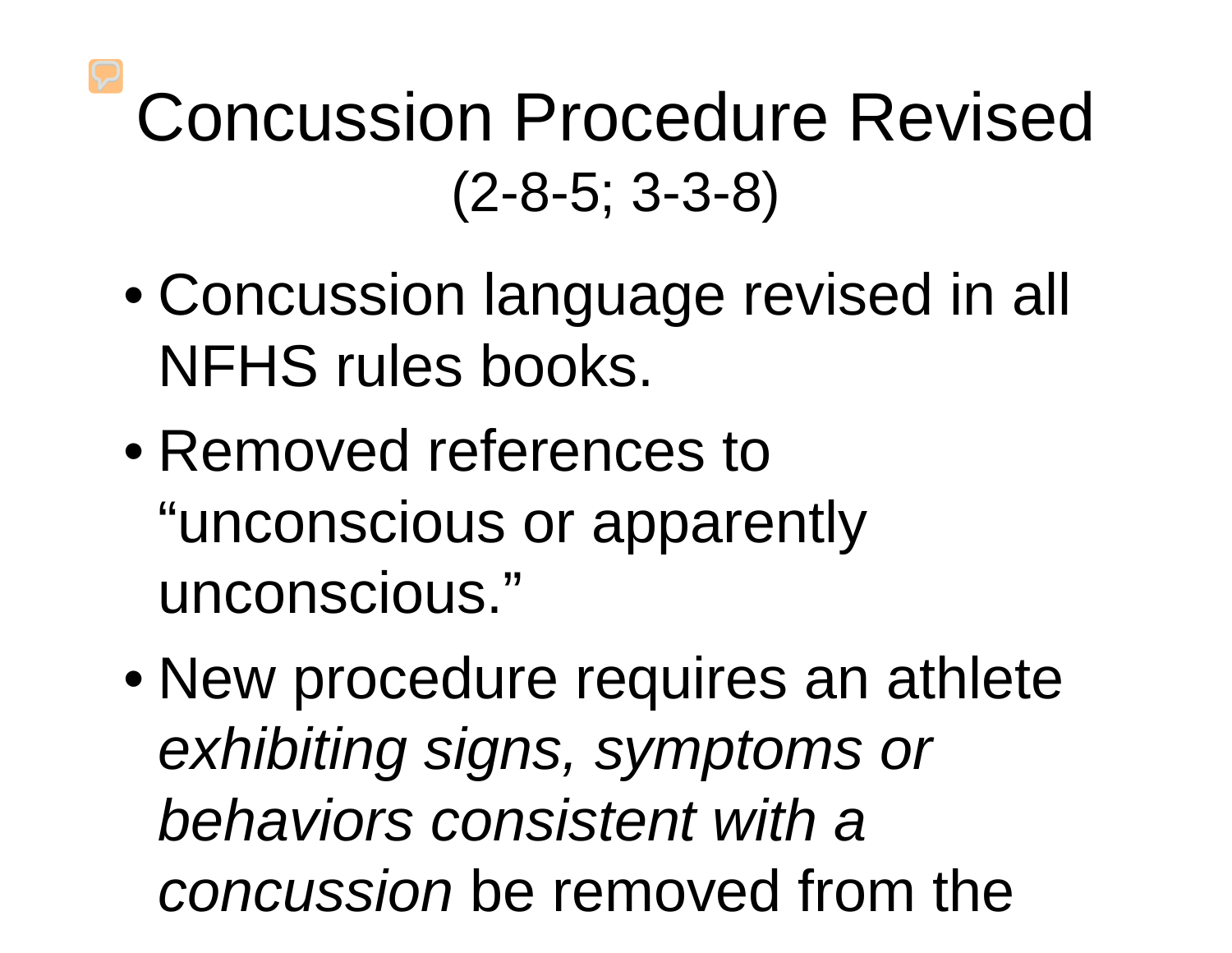# Concussion Procedure Revised
## (2-8-5; 3-3-8)

- Concussion language revised in all NFHS rules books.
- Removed references to “unconscious or apparently unconscious.”
- New procedure requires an athlete *exhibiting signs, symptoms or behaviors consistent with a concussion* be removed from the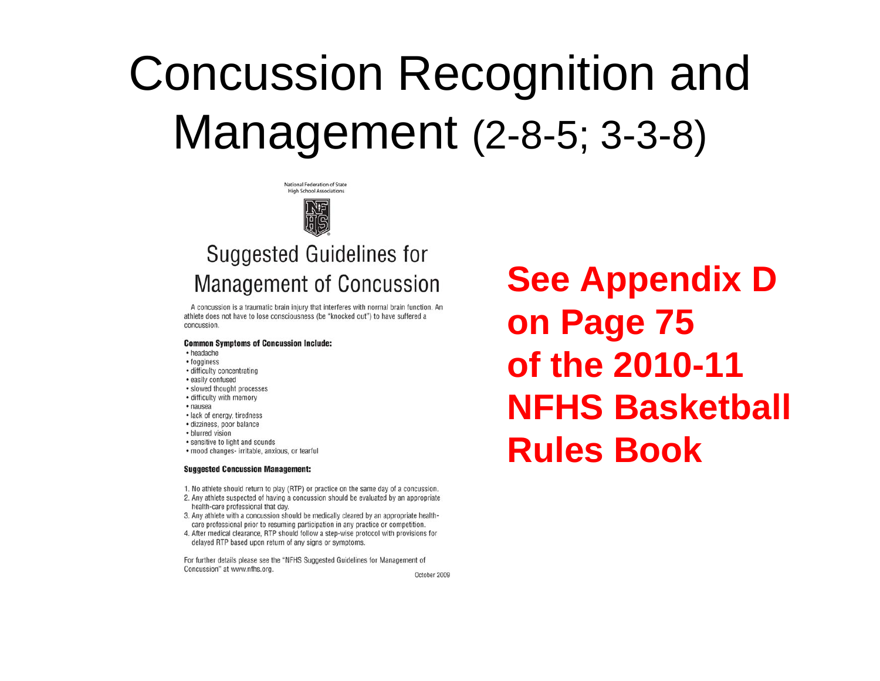# Concussion Recognition and Management (2-8-5; 3-3-8)

National Federation of State High School Associations

NFHS

## Suggested Guidelines for Management of Concussion

A concussion is a traumatic brain injury that interferes with normal brain function. An athlete does not have to lose consciousness (be "knocked out") to have suffered a concussion.

**Common Symptoms of Concussion Include:**

- headache
- fogginess
- difficulty concentrating
- easily confused
- slowed thought processes
- difficulty with memory
- nausea
- lack of energy, tiredness
- dizziness, poor balance
- blurred vision
- sensitive to light and sounds
- mood changes- irritable, anxious, or tearful

**Suggested Concussion Management:**

1. No athlete should return to play (RTP) or practice on the same day of a concussion.
2. Any athlete suspected of having a concussion should be evaluated by an appropriate health-care professional that day.
3. Any athlete with a concussion should be medically cleared by an appropriate health-care professional prior to resuming participation in any practice or competition.
4. After medical clearance, RTP should follow a step-wise protocol with provisions for delayed RTP based upon return of any signs or symptoms.

For further details please see the "NFHS Suggested Guidelines for Management of Concussion" at www.nfhs.org.

October 2009

**See Appendix D on Page 75 of the 2010-11 NFHS Basketball Rules Book**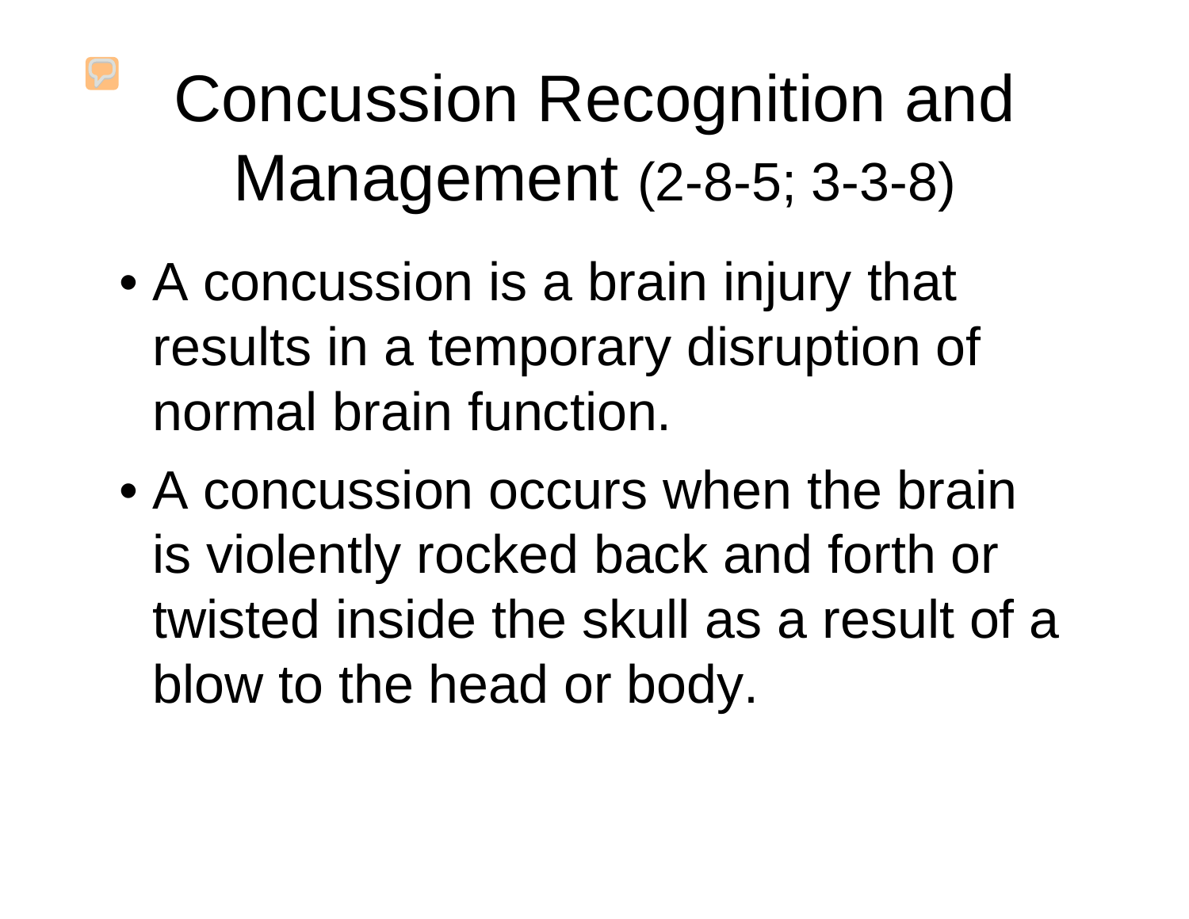# Concussion Recognition and Management (2-8-5; 3-3-8)

- A concussion is a brain injury that results in a temporary disruption of normal brain function.
- A concussion occurs when the brain is violently rocked back and forth or twisted inside the skull as a result of a blow to the head or body.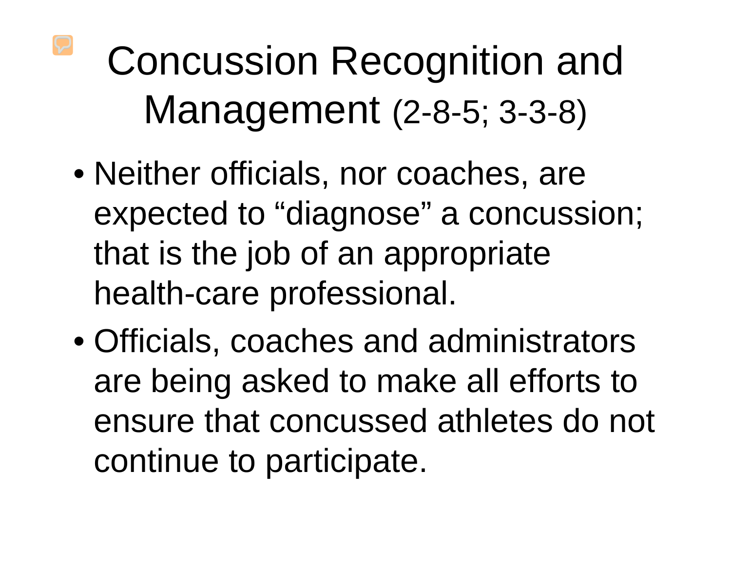# Concussion Recognition and Management (2-8-5; 3-3-8)

- Neither officials, nor coaches, are expected to "diagnose" a concussion; that is the job of an appropriate health-care professional.
- Officials, coaches and administrators are being asked to make all efforts to ensure that concussed athletes do not continue to participate.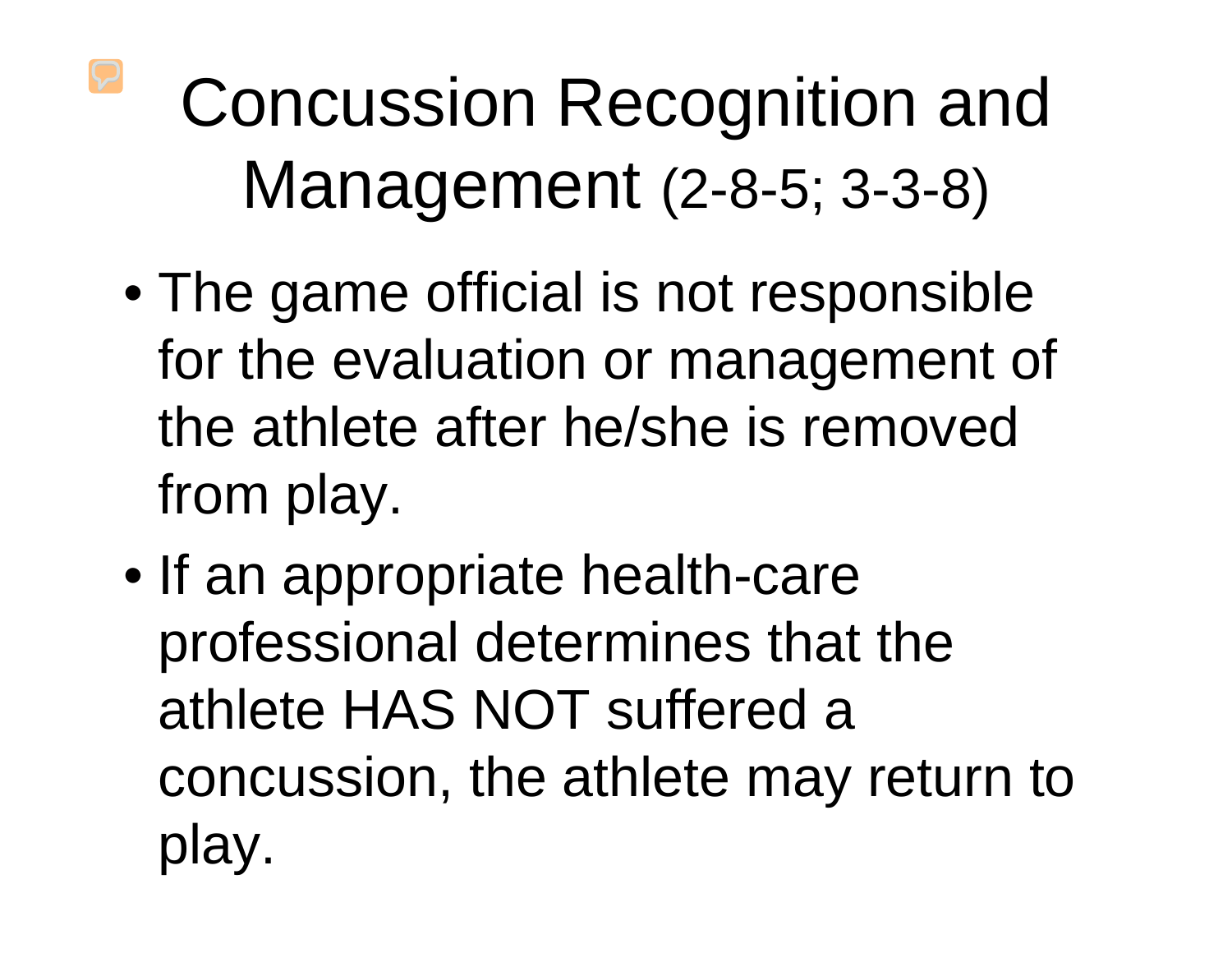# Concussion Recognition and Management (2-8-5; 3-3-8)

- The game official is not responsible for the evaluation or management of the athlete after he/she is removed from play.
- If an appropriate health-care professional determines that the athlete HAS NOT suffered a concussion, the athlete may return to play.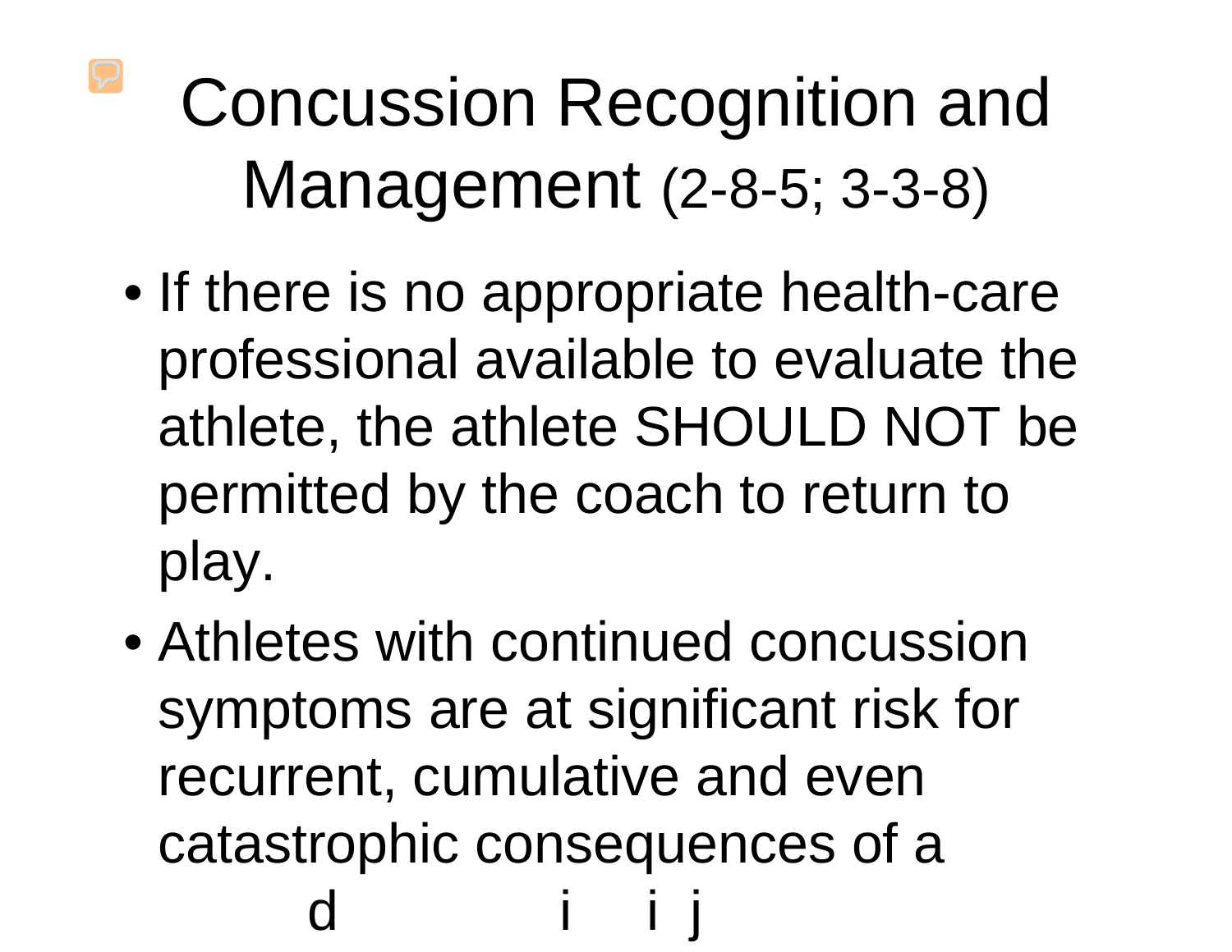# Concussion Recognition and Management (2-8-5; 3-3-8)

- If there is no appropriate health-care professional available to evaluate the athlete, the athlete SHOULD NOT be permitted by the coach to return to play.
- Athletes with continued concussion symptoms are at significant risk for recurrent, cumulative and even catastrophic consequences of a

d i i j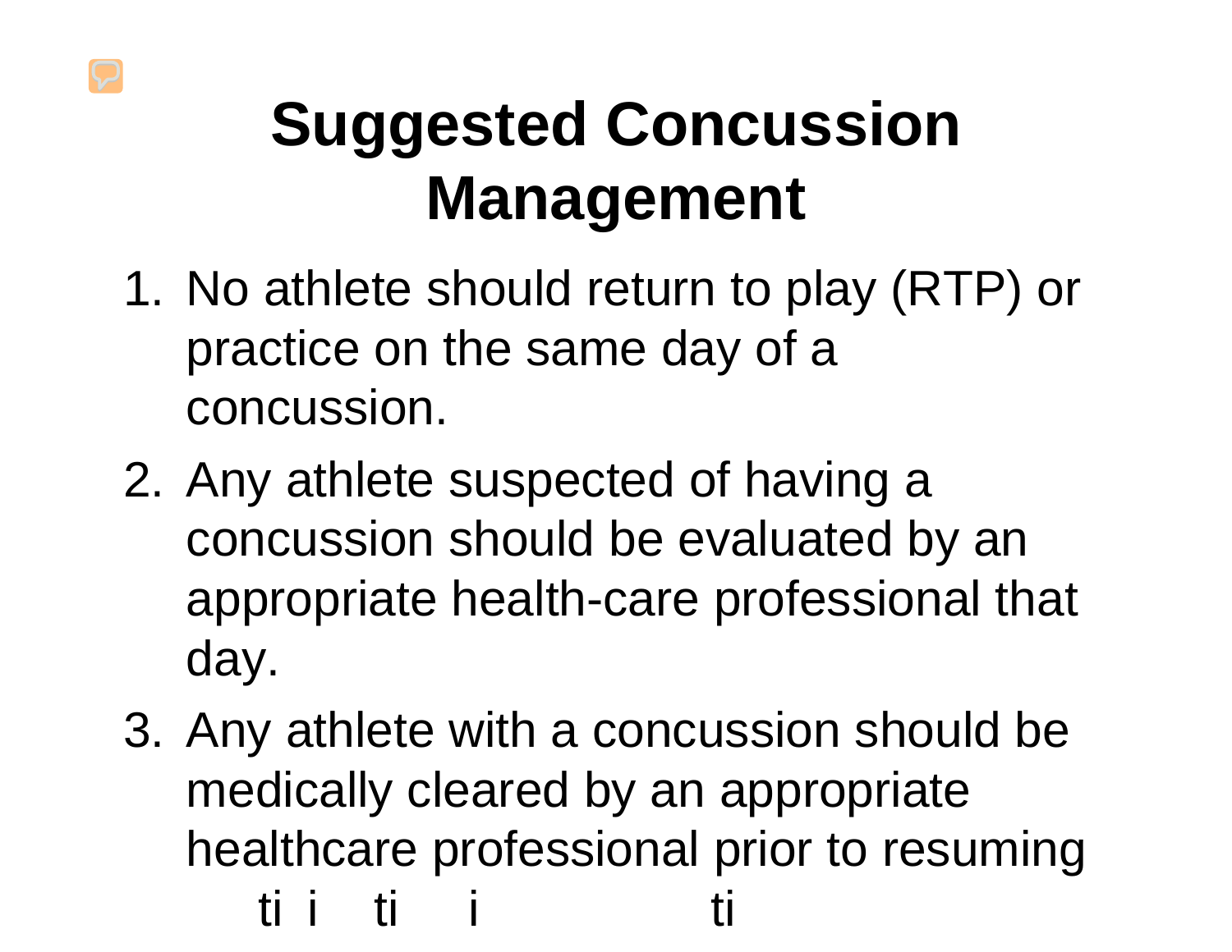# Suggested Concussion Management

1. No athlete should return to play (RTP) or practice on the same day of a concussion.
2. Any athlete suspected of having a concussion should be evaluated by an appropriate health-care professional that day.
3. Any athlete with a concussion should be medically cleared by an appropriate healthcare professional prior to resuming
   ti i ti i ti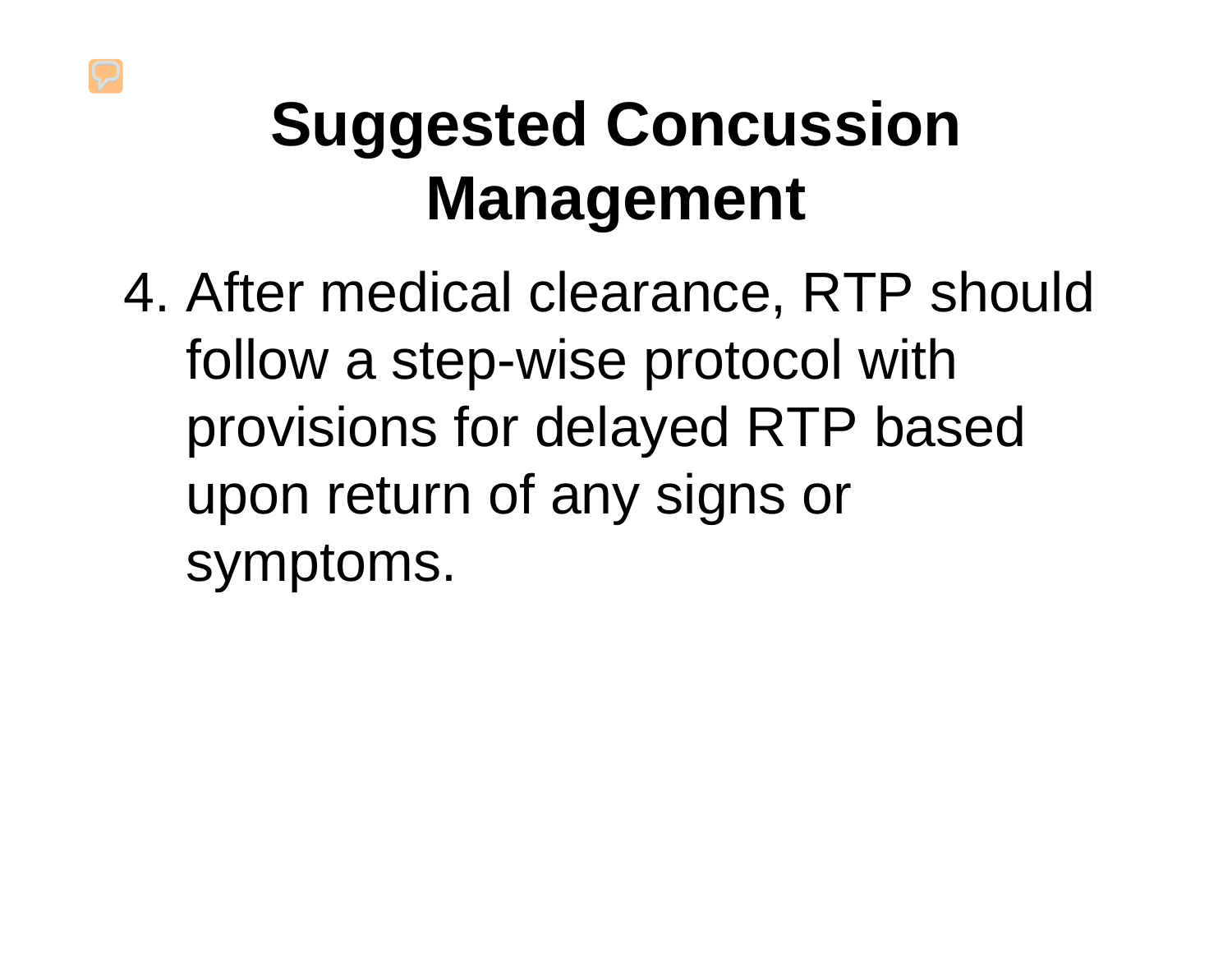# Suggested Concussion Management

4. After medical clearance, RTP should follow a step-wise protocol with provisions for delayed RTP based upon return of any signs or symptoms.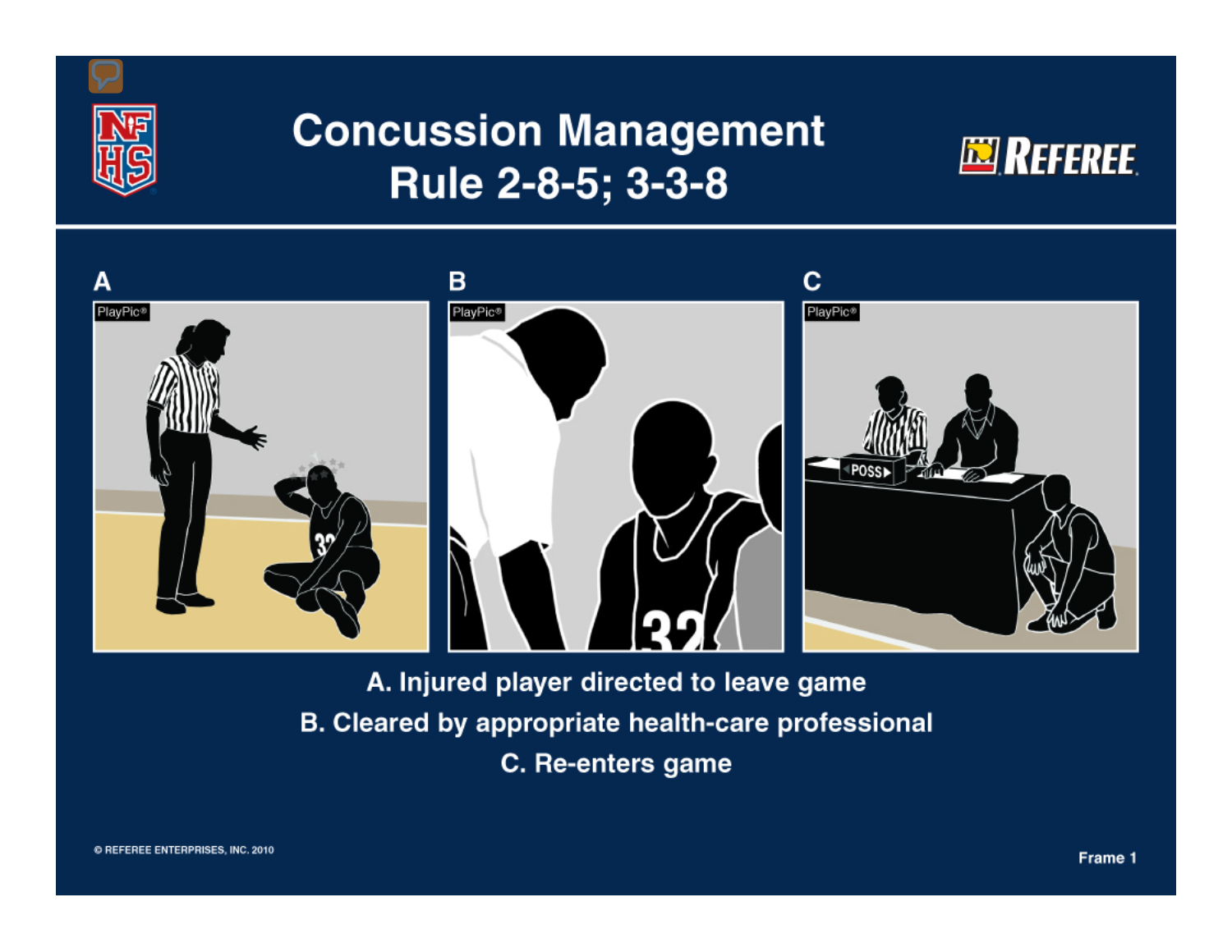# Concussion Management
## Rule 2-8-5; 3-3-8

A

PlayPic®

B

PlayPic®

C

PlayPic®

A. Injured player directed to leave game

B. Cleared by appropriate health-care professional

C. Re-enters game

© REFEREE ENTERPRISES, INC. 2010

Frame 1